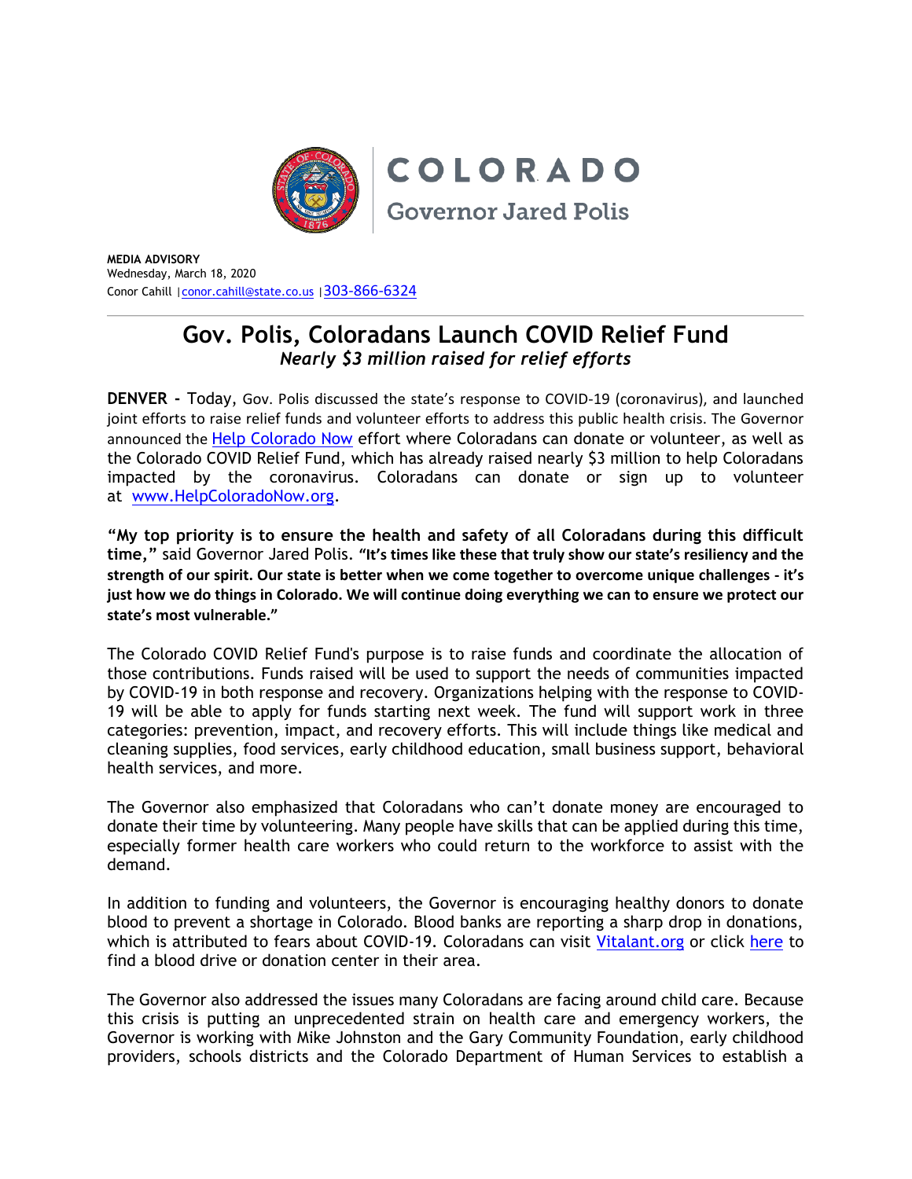**COLORADO**

**Governor Jared Polis**

**MEDIA ADVISORY**
Wednesday, March 18, 2020
Conor Cahill | conor.cahill@state.co.us | 303-866-6324

# Gov. Polis, Coloradans Launch COVID Relief Fund

***Nearly $3 million raised for relief efforts***

**DENVER -** Today, Gov. Polis discussed the state's response to COVID-19 (coronavirus), and launched joint efforts to raise relief funds and volunteer efforts to address this public health crisis. The Governor announced the [Help Colorado Now] effort where Coloradans can donate or volunteer, as well as the Colorado COVID Relief Fund, which has already raised nearly $3 million to help Coloradans impacted by the coronavirus. Coloradans can donate or sign up to volunteer at www.HelpColoradoNow.org.

**"My top priority is to ensure the health and safety of all Coloradans during this difficult time,"** said Governor Jared Polis. **"It's times like these that truly show our state's resiliency and the strength of our spirit. Our state is better when we come together to overcome unique challenges - it's just how we do things in Colorado. We will continue doing everything we can to ensure we protect our state's most vulnerable."**

The Colorado COVID Relief Fund's purpose is to raise funds and coordinate the allocation of those contributions. Funds raised will be used to support the needs of communities impacted by COVID-19 in both response and recovery. Organizations helping with the response to COVID-19 will be able to apply for funds starting next week. The fund will support work in three categories: prevention, impact, and recovery efforts. This will include things like medical and cleaning supplies, food services, early childhood education, small business support, behavioral health services, and more.

The Governor also emphasized that Coloradans who can't donate money are encouraged to donate their time by volunteering. Many people have skills that can be applied during this time, especially former health care workers who could return to the workforce to assist with the demand.

In addition to funding and volunteers, the Governor is encouraging healthy donors to donate blood to prevent a shortage in Colorado. Blood banks are reporting a sharp drop in donations, which is attributed to fears about COVID-19. Coloradans can visit Vitalant.org or click here to find a blood drive or donation center in their area.

The Governor also addressed the issues many Coloradans are facing around child care. Because this crisis is putting an unprecedented strain on health care and emergency workers, the Governor is working with Mike Johnston and the Gary Community Foundation, early childhood providers, schools districts and the Colorado Department of Human Services to establish a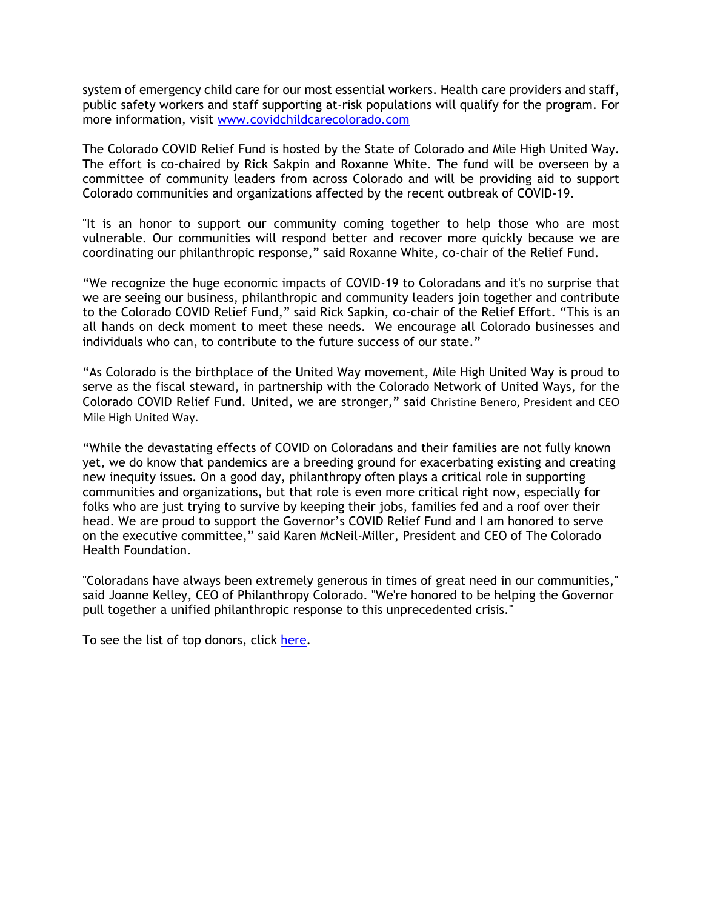system of emergency child care for our most essential workers. Health care providers and staff, public safety workers and staff supporting at-risk populations will qualify for the program. For more information, visit [www.covidchildcarecolorado.com](www.covidchildcarecolorado.com)

The Colorado COVID Relief Fund is hosted by the State of Colorado and Mile High United Way. The effort is co-chaired by Rick Sakpin and Roxanne White. The fund will be overseen by a committee of community leaders from across Colorado and will be providing aid to support Colorado communities and organizations affected by the recent outbreak of COVID-19.

"It is an honor to support our community coming together to help those who are most vulnerable. Our communities will respond better and recover more quickly because we are coordinating our philanthropic response," said Roxanne White, co-chair of the Relief Fund.

"We recognize the huge economic impacts of COVID-19 to Coloradans and it's no surprise that we are seeing our business, philanthropic and community leaders join together and contribute to the Colorado COVID Relief Fund," said Rick Sapkin, co-chair of the Relief Effort. "This is an all hands on deck moment to meet these needs. We encourage all Colorado businesses and individuals who can, to contribute to the future success of our state."

"As Colorado is the birthplace of the United Way movement, Mile High United Way is proud to serve as the fiscal steward, in partnership with the Colorado Network of United Ways, for the Colorado COVID Relief Fund. United, we are stronger," said Christine Benero, President and CEO Mile High United Way.

"While the devastating effects of COVID on Coloradans and their families are not fully known yet, we do know that pandemics are a breeding ground for exacerbating existing and creating new inequity issues. On a good day, philanthropy often plays a critical role in supporting communities and organizations, but that role is even more critical right now, especially for folks who are just trying to survive by keeping their jobs, families fed and a roof over their head. We are proud to support the Governor's COVID Relief Fund and I am honored to serve on the executive committee," said Karen McNeil-Miller, President and CEO of The Colorado Health Foundation.

"Coloradans have always been extremely generous in times of great need in our communities," said Joanne Kelley, CEO of Philanthropy Colorado. "We're honored to be helping the Governor pull together a unified philanthropic response to this unprecedented crisis."

To see the list of top donors, click here.